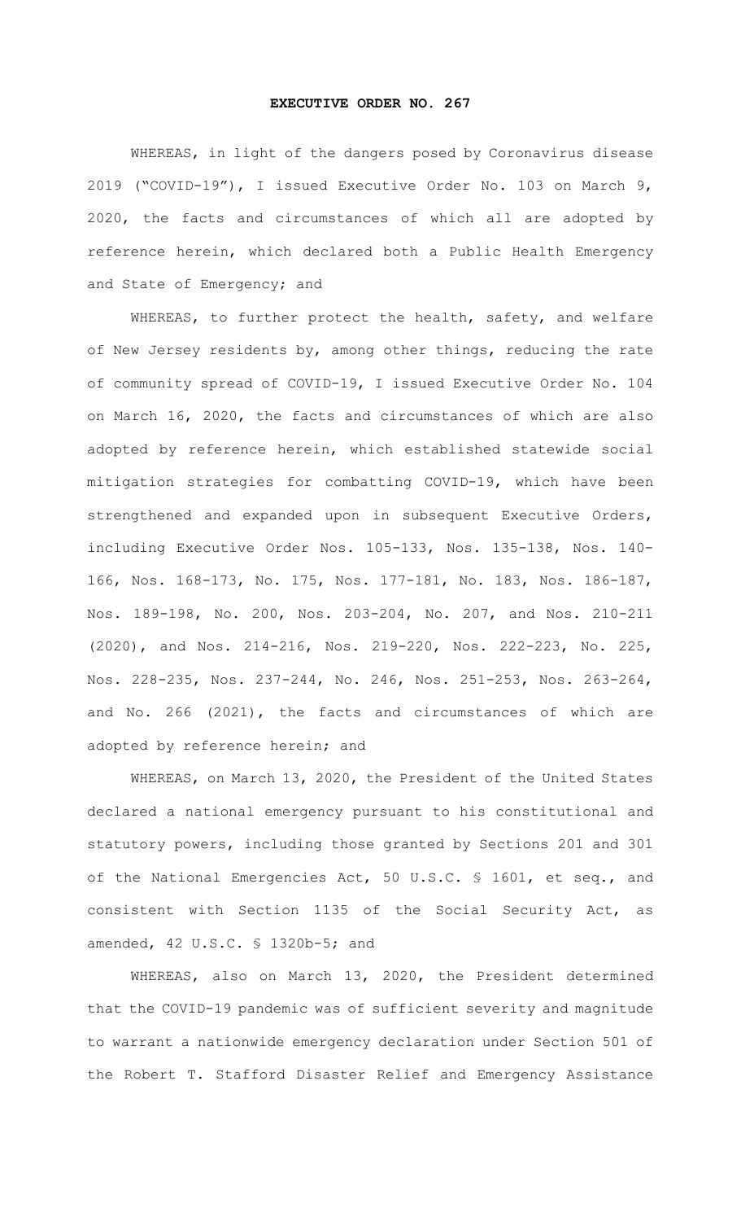# EXECUTIVE ORDER NO. 267

WHEREAS, in light of the dangers posed by Coronavirus disease 2019 ("COVID-19"), I issued Executive Order No. 103 on March 9, 2020, the facts and circumstances of which all are adopted by reference herein, which declared both a Public Health Emergency and State of Emergency; and

WHEREAS, to further protect the health, safety, and welfare of New Jersey residents by, among other things, reducing the rate of community spread of COVID-19, I issued Executive Order No. 104 on March 16, 2020, the facts and circumstances of which are also adopted by reference herein, which established statewide social mitigation strategies for combatting COVID-19, which have been strengthened and expanded upon in subsequent Executive Orders, including Executive Order Nos. 105-133, Nos. 135-138, Nos. 140-166, Nos. 168-173, No. 175, Nos. 177-181, No. 183, Nos. 186-187, Nos. 189-198, No. 200, Nos. 203-204, No. 207, and Nos. 210-211 (2020), and Nos. 214-216, Nos. 219-220, Nos. 222-223, No. 225, Nos. 228-235, Nos. 237-244, No. 246, Nos. 251-253, Nos. 263-264, and No. 266 (2021), the facts and circumstances of which are adopted by reference herein; and

WHEREAS, on March 13, 2020, the President of the United States declared a national emergency pursuant to his constitutional and statutory powers, including those granted by Sections 201 and 301 of the National Emergencies Act, 50 U.S.C. § 1601, et seq., and consistent with Section 1135 of the Social Security Act, as amended, 42 U.S.C. § 1320b-5; and

WHEREAS, also on March 13, 2020, the President determined that the COVID-19 pandemic was of sufficient severity and magnitude to warrant a nationwide emergency declaration under Section 501 of the Robert T. Stafford Disaster Relief and Emergency Assistance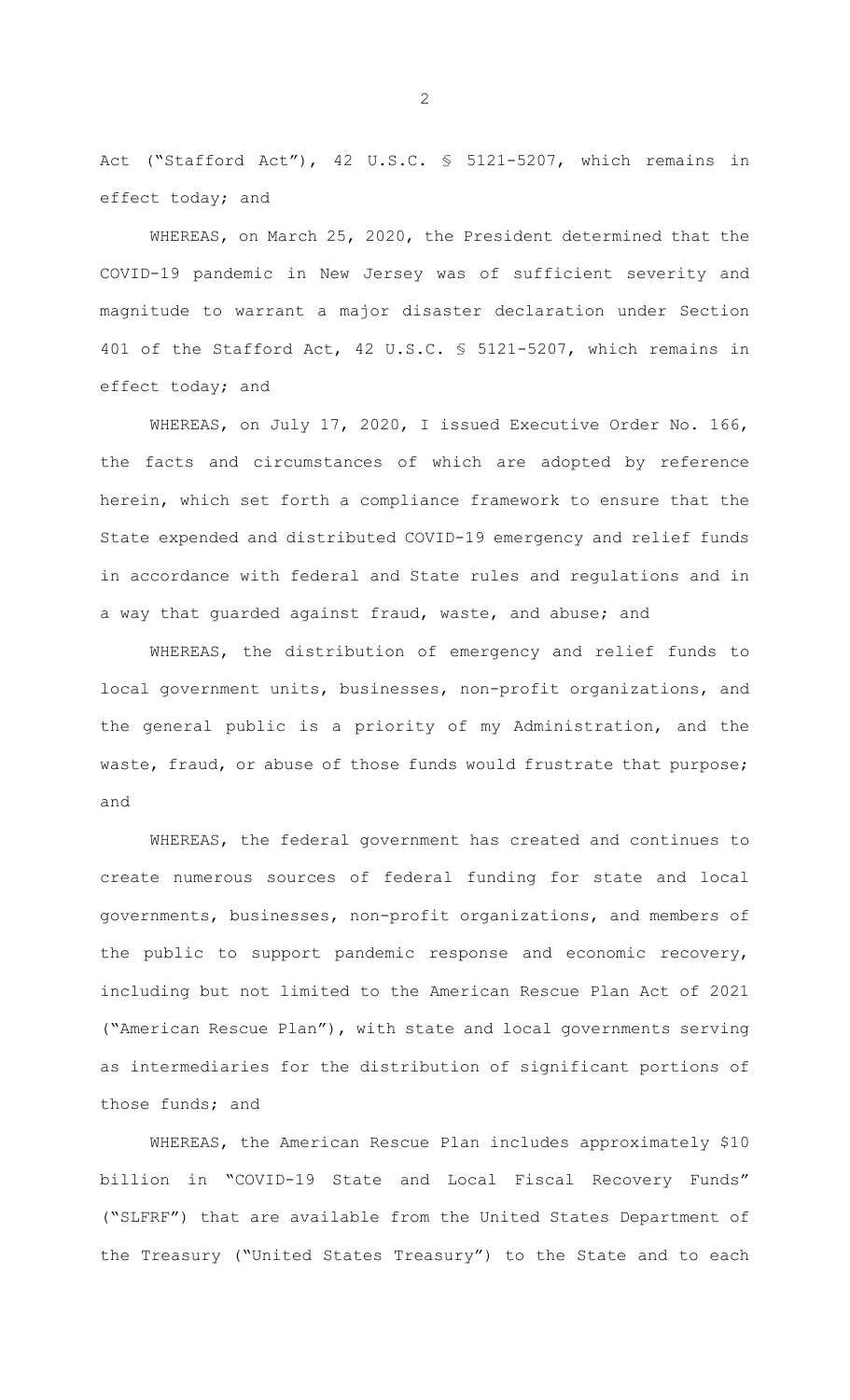Act ("Stafford Act"), 42 U.S.C. § 5121-5207, which remains in effect today; and

WHEREAS, on March 25, 2020, the President determined that the COVID-19 pandemic in New Jersey was of sufficient severity and magnitude to warrant a major disaster declaration under Section 401 of the Stafford Act, 42 U.S.C. § 5121-5207, which remains in effect today; and

WHEREAS, on July 17, 2020, I issued Executive Order No. 166, the facts and circumstances of which are adopted by reference herein, which set forth a compliance framework to ensure that the State expended and distributed COVID-19 emergency and relief funds in accordance with federal and State rules and regulations and in a way that guarded against fraud, waste, and abuse; and

WHEREAS, the distribution of emergency and relief funds to local government units, businesses, non-profit organizations, and the general public is a priority of my Administration, and the waste, fraud, or abuse of those funds would frustrate that purpose; and

WHEREAS, the federal government has created and continues to create numerous sources of federal funding for state and local governments, businesses, non-profit organizations, and members of the public to support pandemic response and economic recovery, including but not limited to the American Rescue Plan Act of 2021 ("American Rescue Plan"), with state and local governments serving as intermediaries for the distribution of significant portions of those funds; and

WHEREAS, the American Rescue Plan includes approximately $10 billion in "COVID-19 State and Local Fiscal Recovery Funds" ("SLFRF") that are available from the United States Department of the Treasury ("United States Treasury") to the State and to each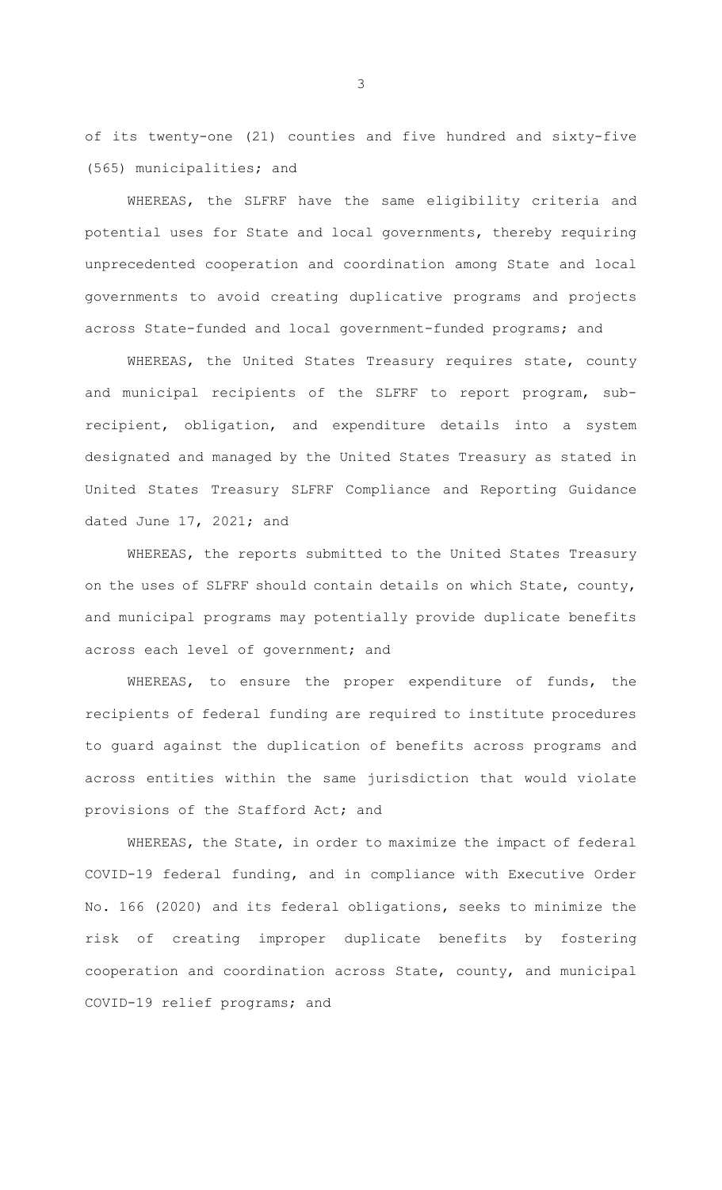of its twenty-one (21) counties and five hundred and sixty-five (565) municipalities; and

WHEREAS, the SLFRF have the same eligibility criteria and potential uses for State and local governments, thereby requiring unprecedented cooperation and coordination among State and local governments to avoid creating duplicative programs and projects across State-funded and local government-funded programs; and

WHEREAS, the United States Treasury requires state, county and municipal recipients of the SLFRF to report program, sub-recipient, obligation, and expenditure details into a system designated and managed by the United States Treasury as stated in United States Treasury SLFRF Compliance and Reporting Guidance dated June 17, 2021; and

WHEREAS, the reports submitted to the United States Treasury on the uses of SLFRF should contain details on which State, county, and municipal programs may potentially provide duplicate benefits across each level of government; and

WHEREAS, to ensure the proper expenditure of funds, the recipients of federal funding are required to institute procedures to guard against the duplication of benefits across programs and across entities within the same jurisdiction that would violate provisions of the Stafford Act; and

WHEREAS, the State, in order to maximize the impact of federal COVID-19 federal funding, and in compliance with Executive Order No. 166 (2020) and its federal obligations, seeks to minimize the risk of creating improper duplicate benefits by fostering cooperation and coordination across State, county, and municipal COVID-19 relief programs; and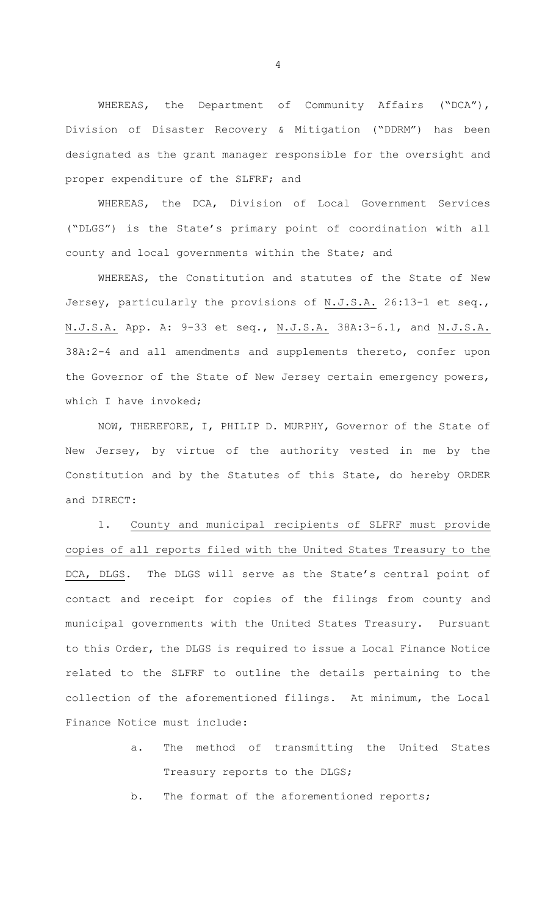WHEREAS, the Department of Community Affairs ("DCA"), Division of Disaster Recovery & Mitigation ("DDRM") has been designated as the grant manager responsible for the oversight and proper expenditure of the SLFRF; and

WHEREAS, the DCA, Division of Local Government Services ("DLGS") is the State's primary point of coordination with all county and local governments within the State; and

WHEREAS, the Constitution and statutes of the State of New Jersey, particularly the provisions of N.J.S.A. 26:13-1 et seq., N.J.S.A. App. A: 9-33 et seq., N.J.S.A. 38A:3-6.1, and N.J.S.A. 38A:2-4 and all amendments and supplements thereto, confer upon the Governor of the State of New Jersey certain emergency powers, which I have invoked;

NOW, THEREFORE, I, PHILIP D. MURPHY, Governor of the State of New Jersey, by virtue of the authority vested in me by the Constitution and by the Statutes of this State, do hereby ORDER and DIRECT:

1. County and municipal recipients of SLFRF must provide copies of all reports filed with the United States Treasury to the DCA, DLGS. The DLGS will serve as the State's central point of contact and receipt for copies of the filings from county and municipal governments with the United States Treasury. Pursuant to this Order, the DLGS is required to issue a Local Finance Notice related to the SLFRF to outline the details pertaining to the collection of the aforementioned filings. At minimum, the Local Finance Notice must include:

    a. The method of transmitting the United States Treasury reports to the DLGS;

    b. The format of the aforementioned reports;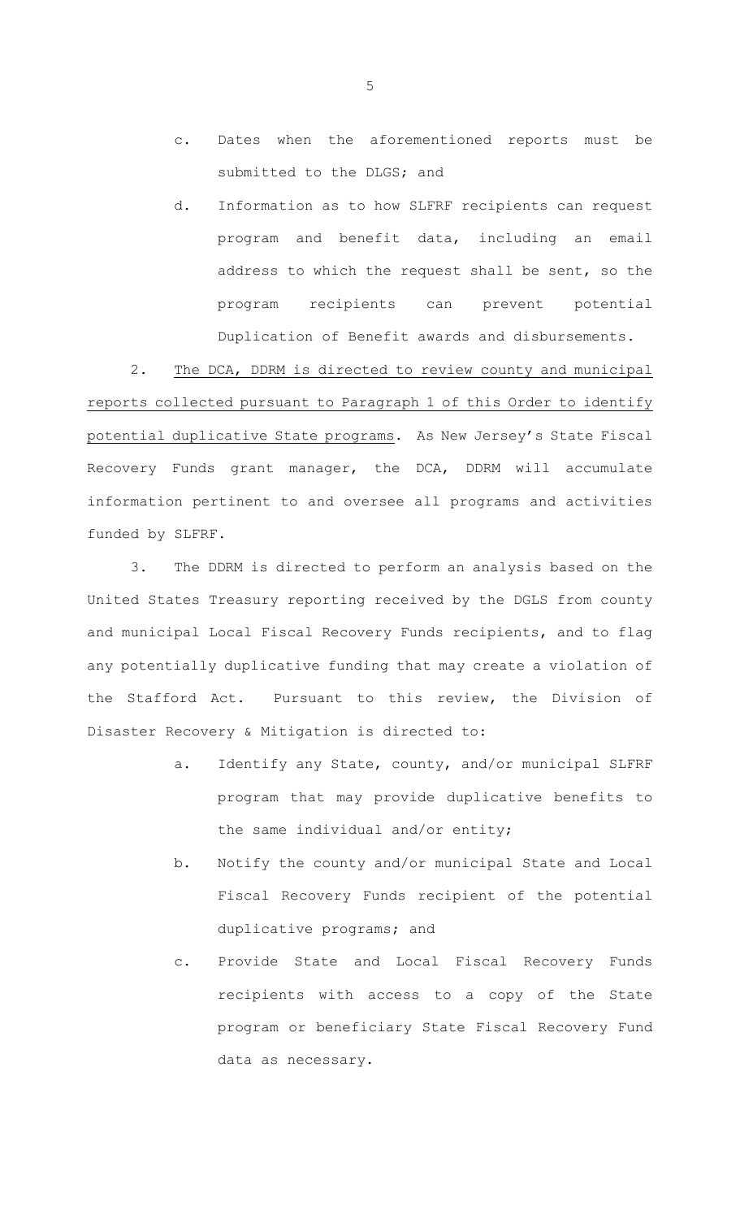c. Dates when the aforementioned reports must be submitted to the DLGS; and

d. Information as to how SLFRF recipients can request program and benefit data, including an email address to which the request shall be sent, so the program recipients can prevent potential Duplication of Benefit awards and disbursements.

2. The DCA, DDRM is directed to review county and municipal reports collected pursuant to Paragraph 1 of this Order to identify potential duplicative State programs. As New Jersey's State Fiscal Recovery Funds grant manager, the DCA, DDRM will accumulate information pertinent to and oversee all programs and activities funded by SLFRF.

3. The DDRM is directed to perform an analysis based on the United States Treasury reporting received by the DGLS from county and municipal Local Fiscal Recovery Funds recipients, and to flag any potentially duplicative funding that may create a violation of the Stafford Act. Pursuant to this review, the Division of Disaster Recovery & Mitigation is directed to:

a. Identify any State, county, and/or municipal SLFRF program that may provide duplicative benefits to the same individual and/or entity;

b. Notify the county and/or municipal State and Local Fiscal Recovery Funds recipient of the potential duplicative programs; and

c. Provide State and Local Fiscal Recovery Funds recipients with access to a copy of the State program or beneficiary State Fiscal Recovery Fund data as necessary.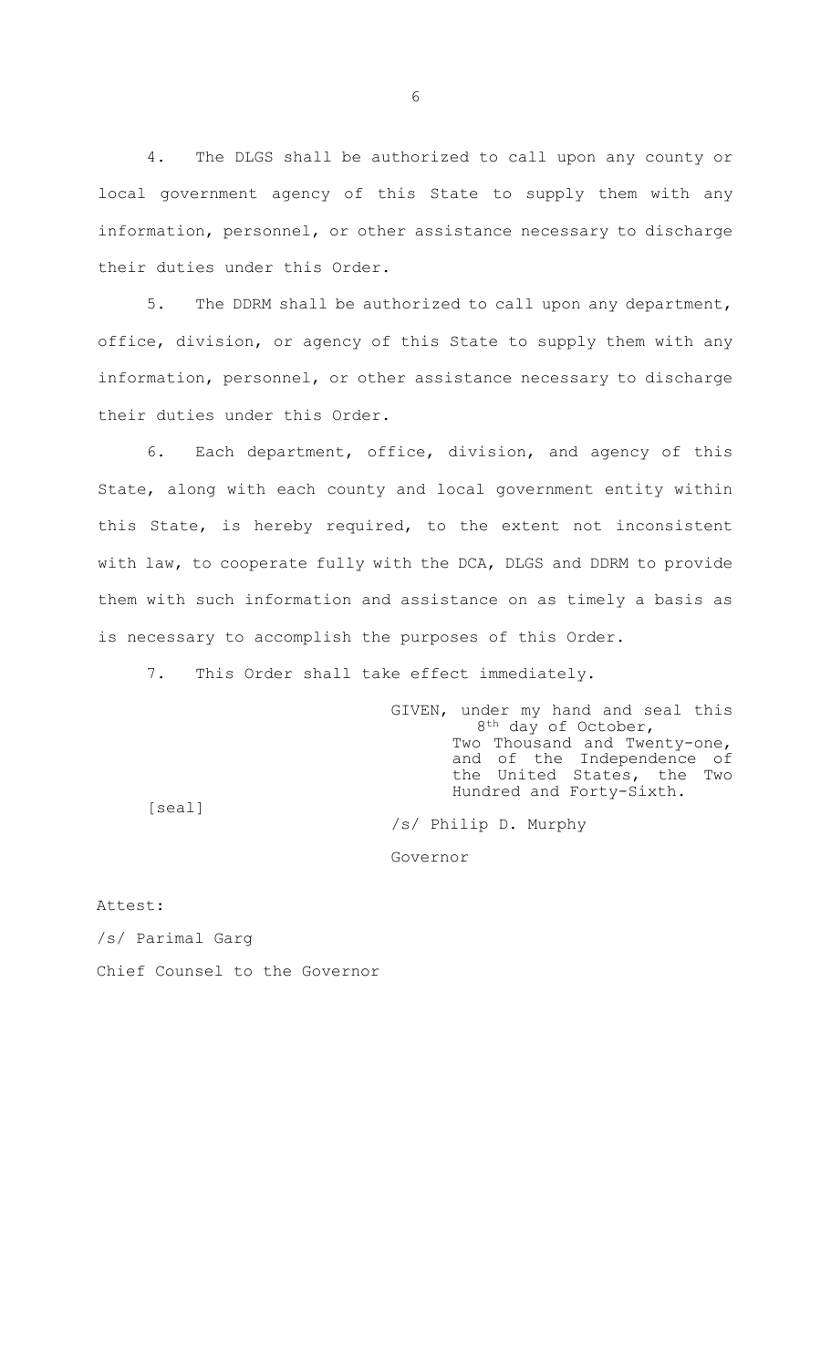4. The DLGS shall be authorized to call upon any county or local government agency of this State to supply them with any information, personnel, or other assistance necessary to discharge their duties under this Order.

5. The DDRM shall be authorized to call upon any department, office, division, or agency of this State to supply them with any information, personnel, or other assistance necessary to discharge their duties under this Order.

6. Each department, office, division, and agency of this State, along with each county and local government entity within this State, is hereby required, to the extent not inconsistent with law, to cooperate fully with the DCA, DLGS and DDRM to provide them with such information and assistance on as timely a basis as is necessary to accomplish the purposes of this Order.

7. This Order shall take effect immediately.

GIVEN, under my hand and seal this 8th day of October, Two Thousand and Twenty-one, and of the Independence of the United States, the Two Hundred and Forty-Sixth.

[seal]

/s/ Philip D. Murphy

Governor

Attest:

/s/ Parimal Garg

Chief Counsel to the Governor